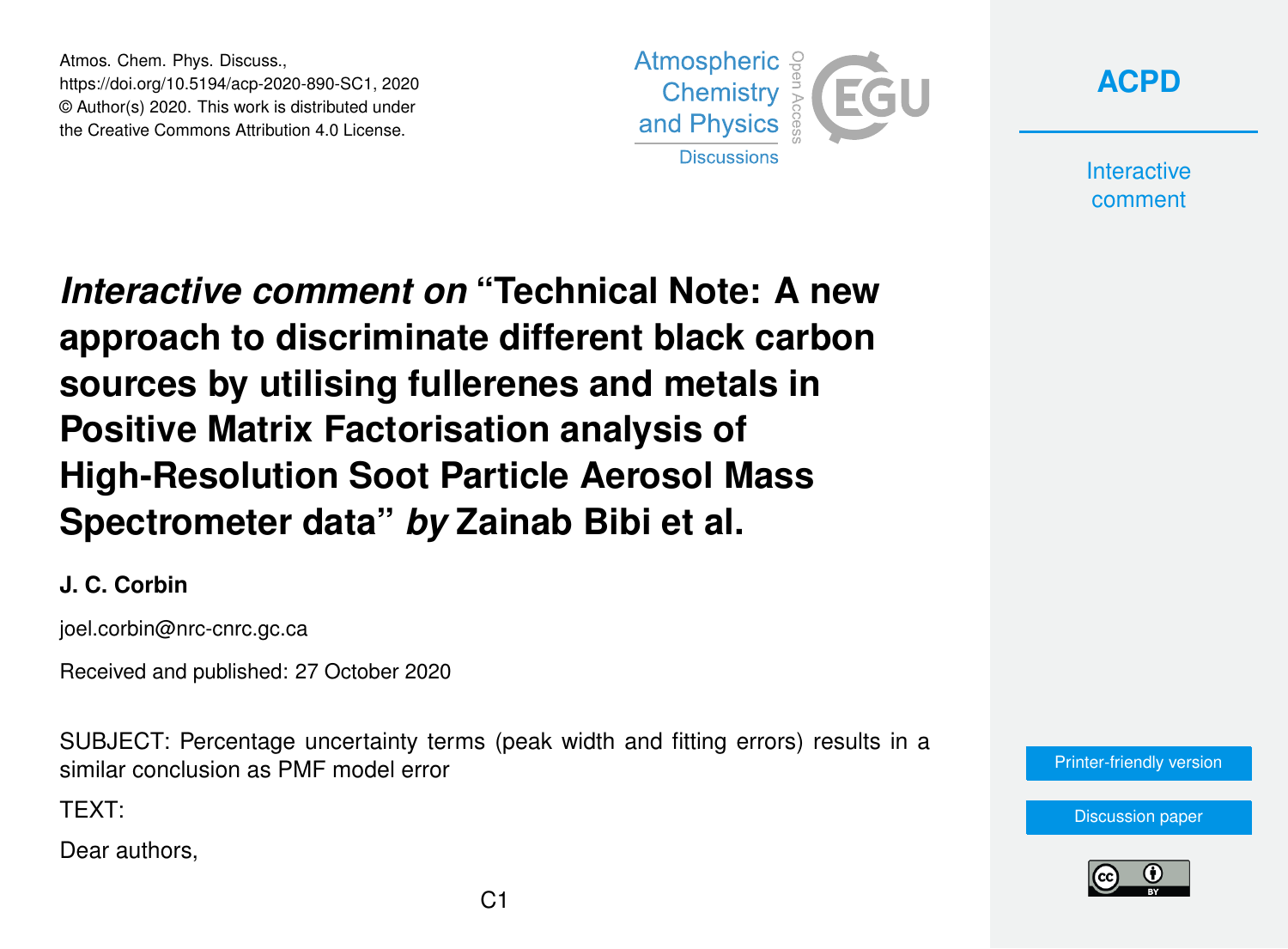Atmos. Chem. Phys. Discuss.,
https://doi.org/10.5194/acp-2020-890-SC1, 2020
© Author(s) 2020. This work is distributed under
the Creative Commons Attribution 4.0 License.

# *Interactive comment on* "Technical Note: A new approach to discriminate different black carbon sources by utilising fullerenes and metals in Positive Matrix Factorisation analysis of High-Resolution Soot Particle Aerosol Mass Spectrometer data" *by* Zainab Bibi et al.

**J. C. Corbin**

joel.corbin@nrc-cnrc.gc.ca

Received and published: 27 October 2020

SUBJECT: Percentage uncertainty terms (peak width and fitting errors) results in a similar conclusion as PMF model error

TEXT:

Dear authors,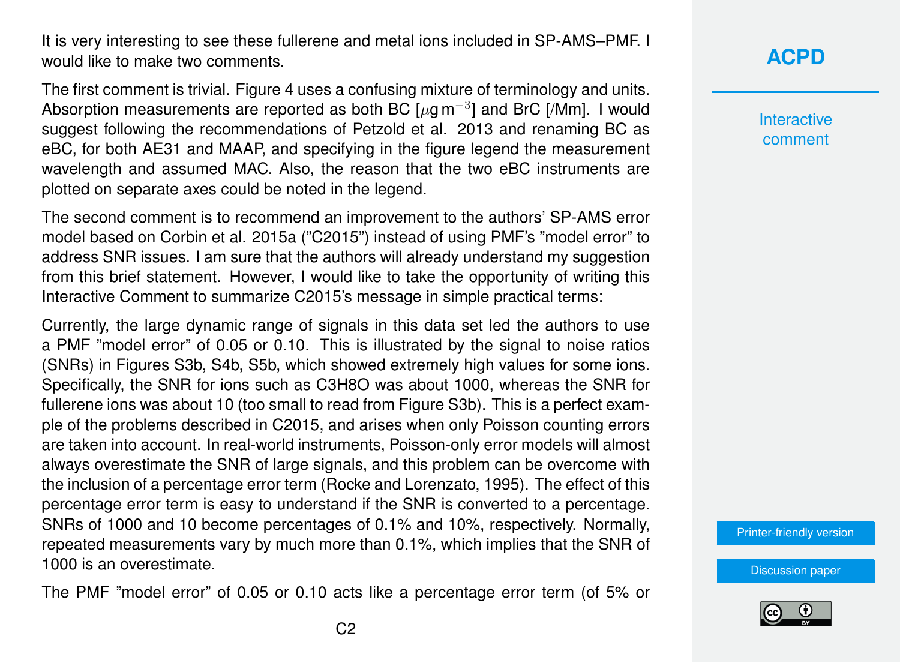It is very interesting to see these fullerene and metal ions included in SP-AMS–PMF. I would like to make two comments.

The first comment is trivial. Figure 4 uses a confusing mixture of terminology and units. Absorption measurements are reported as both BC [$\mu g\,m^{-3}$] and BrC [/Mm]. I would suggest following the recommendations of Petzold et al. 2013 and renaming BC as eBC, for both AE31 and MAAP, and specifying in the figure legend the measurement wavelength and assumed MAC. Also, the reason that the two eBC instruments are plotted on separate axes could be noted in the legend.

The second comment is to recommend an improvement to the authors' SP-AMS error model based on Corbin et al. 2015a ("C2015") instead of using PMF's "model error" to address SNR issues. I am sure that the authors will already understand my suggestion from this brief statement. However, I would like to take the opportunity of writing this Interactive Comment to summarize C2015's message in simple practical terms:

Currently, the large dynamic range of signals in this data set led the authors to use a PMF "model error" of 0.05 or 0.10. This is illustrated by the signal to noise ratios (SNRs) in Figures S3b, S4b, S5b, which showed extremely high values for some ions. Specifically, the SNR for ions such as $C_3H_8O$ was about 1000, whereas the SNR for fullerene ions was about 10 (too small to read from Figure S3b). This is a perfect example of the problems described in C2015, and arises when only Poisson counting errors are taken into account. In real-world instruments, Poisson-only error models will almost always overestimate the SNR of large signals, and this problem can be overcome with the inclusion of a percentage error term (Rocke and Lorenzato, 1995). The effect of this percentage error term is easy to understand if the SNR is converted to a percentage. SNRs of 1000 and 10 become percentages of 0.1% and 10%, respectively. Normally, repeated measurements vary by much more than 0.1%, which implies that the SNR of 1000 is an overestimate.

The PMF "model error" of 0.05 or 0.10 acts like a percentage error term (of 5% or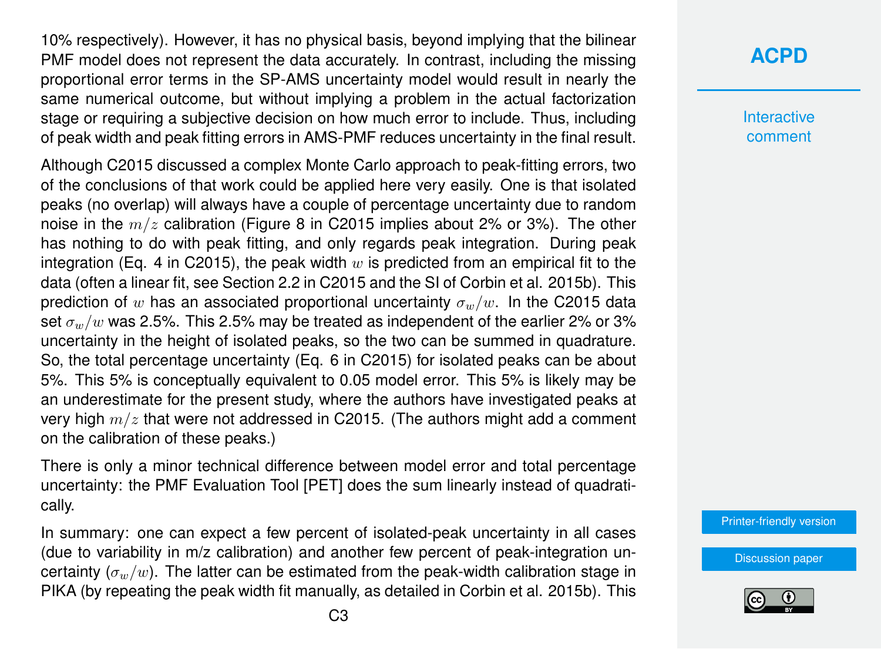10% respectively). However, it has no physical basis, beyond implying that the bilinear PMF model does not represent the data accurately. In contrast, including the missing proportional error terms in the SP-AMS uncertainty model would result in nearly the same numerical outcome, but without implying a problem in the actual factorization stage or requiring a subjective decision on how much error to include. Thus, including of peak width and peak fitting errors in AMS-PMF reduces uncertainty in the final result.

Although C2015 discussed a complex Monte Carlo approach to peak-fitting errors, two of the conclusions of that work could be applied here very easily. One is that isolated peaks (no overlap) will always have a couple of percentage uncertainty due to random noise in the $m/z$ calibration (Figure 8 in C2015 implies about 2% or 3%). The other has nothing to do with peak fitting, and only regards peak integration. During peak integration (Eq. 4 in C2015), the peak width $w$ is predicted from an empirical fit to the data (often a linear fit, see Section 2.2 in C2015 and the SI of Corbin et al. 2015b). This prediction of $w$ has an associated proportional uncertainty $\sigma_w/w$. In the C2015 data set $\sigma_w/w$ was 2.5%. This 2.5% may be treated as independent of the earlier 2% or 3% uncertainty in the height of isolated peaks, so the two can be summed in quadrature. So, the total percentage uncertainty (Eq. 6 in C2015) for isolated peaks can be about 5%. This 5% is conceptually equivalent to 0.05 model error. This 5% is likely may be an underestimate for the present study, where the authors have investigated peaks at very high $m/z$ that were not addressed in C2015. (The authors might add a comment on the calibration of these peaks.)

There is only a minor technical difference between model error and total percentage uncertainty: the PMF Evaluation Tool [PET] does the sum linearly instead of quadratically.

In summary: one can expect a few percent of isolated-peak uncertainty in all cases (due to variability in m/z calibration) and another few percent of peak-integration uncertainty ($\sigma_w/w$). The latter can be estimated from the peak-width calibration stage in PIKA (by repeating the peak width fit manually, as detailed in Corbin et al. 2015b). This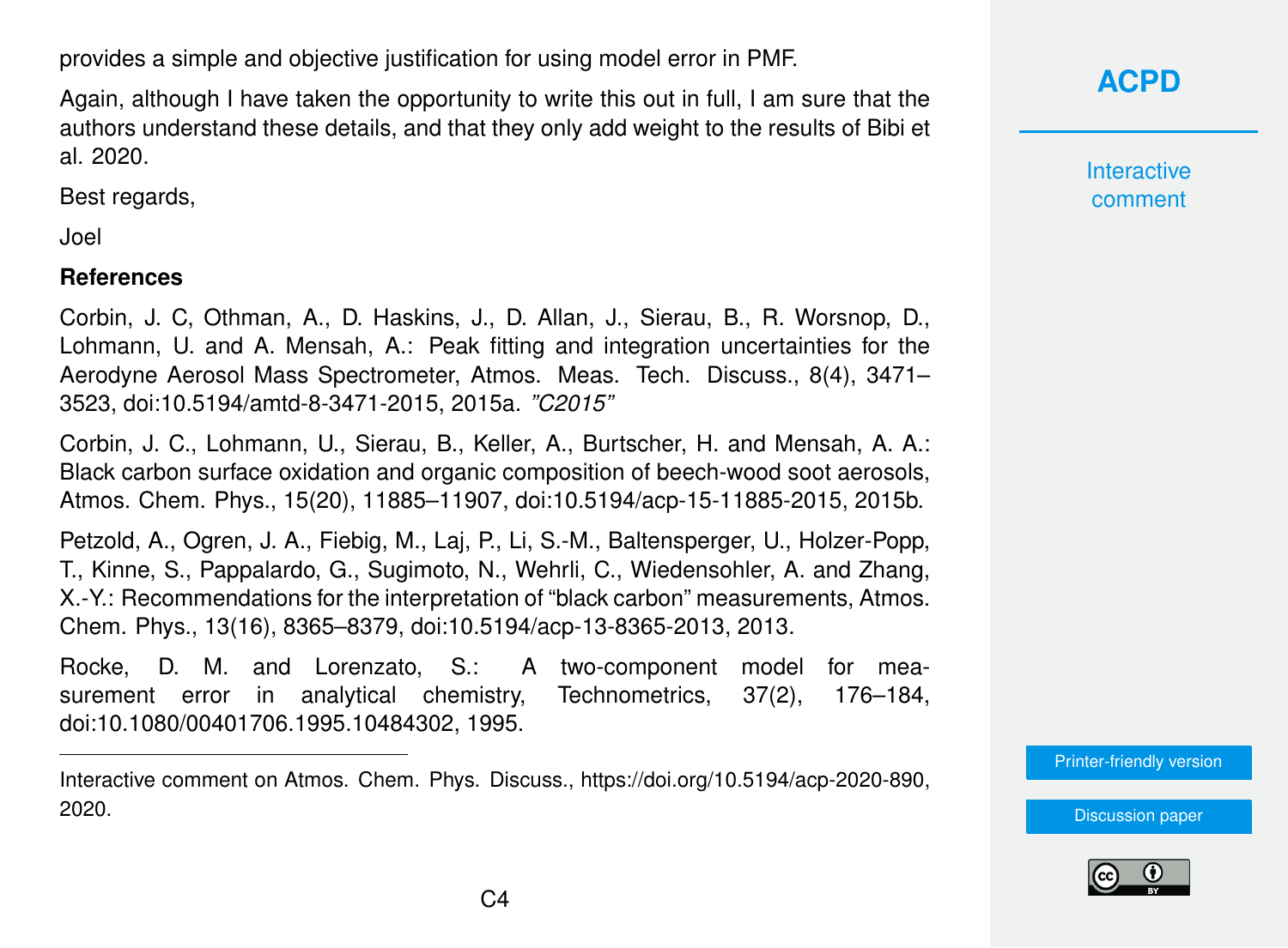provides a simple and objective justification for using model error in PMF.

Again, although I have taken the opportunity to write this out in full, I am sure that the authors understand these details, and that they only add weight to the results of Bibi et al. 2020.

Best regards,

Joel

**References**

Corbin, J. C, Othman, A., D. Haskins, J., D. Allan, J., Sierau, B., R. Worsnop, D., Lohmann, U. and A. Mensah, A.: Peak fitting and integration uncertainties for the Aerodyne Aerosol Mass Spectrometer, Atmos. Meas. Tech. Discuss., 8(4), 3471–3523, doi:10.5194/amtd-8-3471-2015, 2015a. *"C2015"*

Corbin, J. C., Lohmann, U., Sierau, B., Keller, A., Burtscher, H. and Mensah, A. A.: Black carbon surface oxidation and organic composition of beech-wood soot aerosols, Atmos. Chem. Phys., 15(20), 11885–11907, doi:10.5194/acp-15-11885-2015, 2015b.

Petzold, A., Ogren, J. A., Fiebig, M., Laj, P., Li, S.-M., Baltensperger, U., Holzer-Popp, T., Kinne, S., Pappalardo, G., Sugimoto, N., Wehrli, C., Wiedensohler, A. and Zhang, X.-Y.: Recommendations for the interpretation of "black carbon" measurements, Atmos. Chem. Phys., 13(16), 8365–8379, doi:10.5194/acp-13-8365-2013, 2013.

Rocke, D. M. and Lorenzato, S.: A two-component model for measurement error in analytical chemistry, Technometrics, 37(2), 176–184, doi:10.1080/00401706.1995.10484302, 1995.

---

Interactive comment on Atmos. Chem. Phys. Discuss., https://doi.org/10.5194/acp-2020-890, 2020.